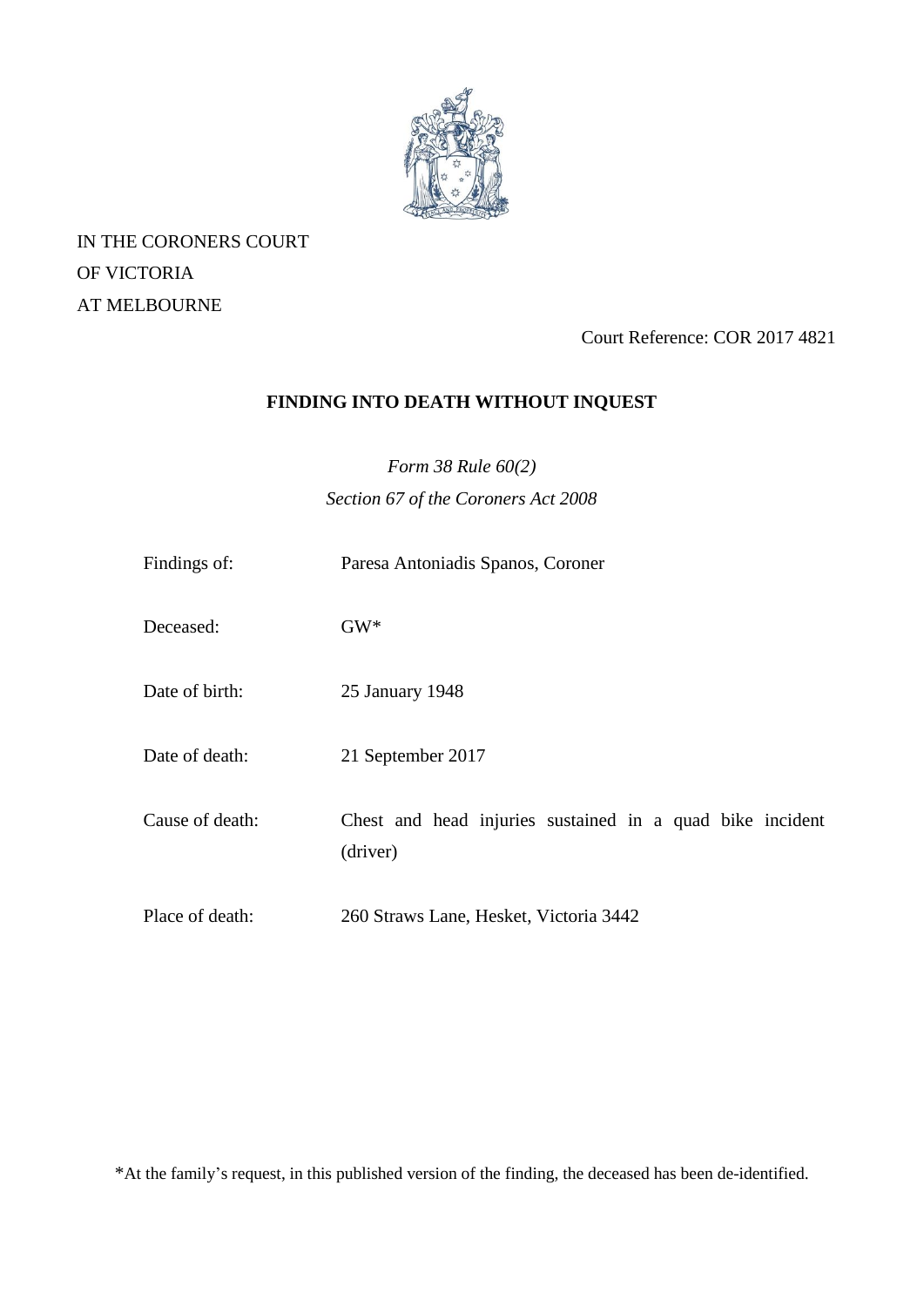IN THE CORONERS COURT
OF VICTORIA
AT MELBOURNE

Court Reference: COR 2017 4821

# FINDING INTO DEATH WITHOUT INQUEST

*Form 38 Rule 60(2)*
*Section 67 of the Coroners Act 2008*

| | |
|---|---|
| Findings of: | Paresa Antoniadis Spanos, Coroner |
| Deceased: | GW* |
| Date of birth: | 25 January 1948 |
| Date of death: | 21 September 2017 |
| Cause of death: | Chest and head injuries sustained in a quad bike incident (driver) |
| Place of death: | 260 Straws Lane, Hesket, Victoria 3442 |

*At the family's request, in this published version of the finding, the deceased has been de-identified.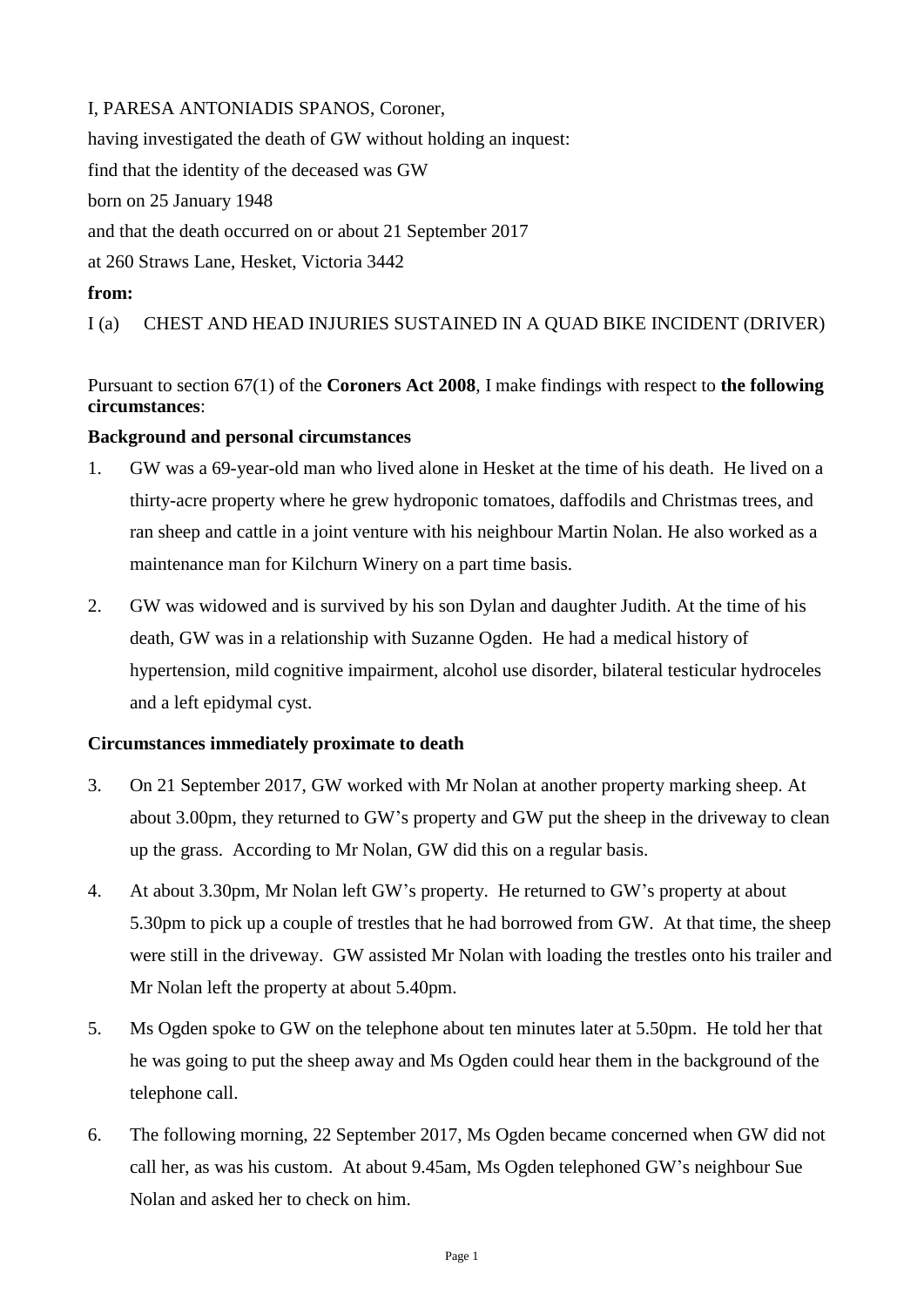I, PARESA ANTONIADIS SPANOS, Coroner,

having investigated the death of GW without holding an inquest:

find that the identity of the deceased was GW

born on 25 January 1948

and that the death occurred on or about 21 September 2017

at 260 Straws Lane, Hesket, Victoria 3442

**from:**

I (a) CHEST AND HEAD INJURIES SUSTAINED IN A QUAD BIKE INCIDENT (DRIVER)

Pursuant to section 67(1) of the **Coroners Act 2008**, I make findings with respect to **the following circumstances**:

**Background and personal circumstances**

1. GW was a 69-year-old man who lived alone in Hesket at the time of his death. He lived on a thirty-acre property where he grew hydroponic tomatoes, daffodils and Christmas trees, and ran sheep and cattle in a joint venture with his neighbour Martin Nolan. He also worked as a maintenance man for Kilchurn Winery on a part time basis.

2. GW was widowed and is survived by his son Dylan and daughter Judith. At the time of his death, GW was in a relationship with Suzanne Ogden. He had a medical history of hypertension, mild cognitive impairment, alcohol use disorder, bilateral testicular hydroceles and a left epidymal cyst.

**Circumstances immediately proximate to death**

3. On 21 September 2017, GW worked with Mr Nolan at another property marking sheep. At about 3.00pm, they returned to GW's property and GW put the sheep in the driveway to clean up the grass. According to Mr Nolan, GW did this on a regular basis.

4. At about 3.30pm, Mr Nolan left GW's property. He returned to GW's property at about 5.30pm to pick up a couple of trestles that he had borrowed from GW. At that time, the sheep were still in the driveway. GW assisted Mr Nolan with loading the trestles onto his trailer and Mr Nolan left the property at about 5.40pm.

5. Ms Ogden spoke to GW on the telephone about ten minutes later at 5.50pm. He told her that he was going to put the sheep away and Ms Ogden could hear them in the background of the telephone call.

6. The following morning, 22 September 2017, Ms Ogden became concerned when GW did not call her, as was his custom. At about 9.45am, Ms Ogden telephoned GW's neighbour Sue Nolan and asked her to check on him.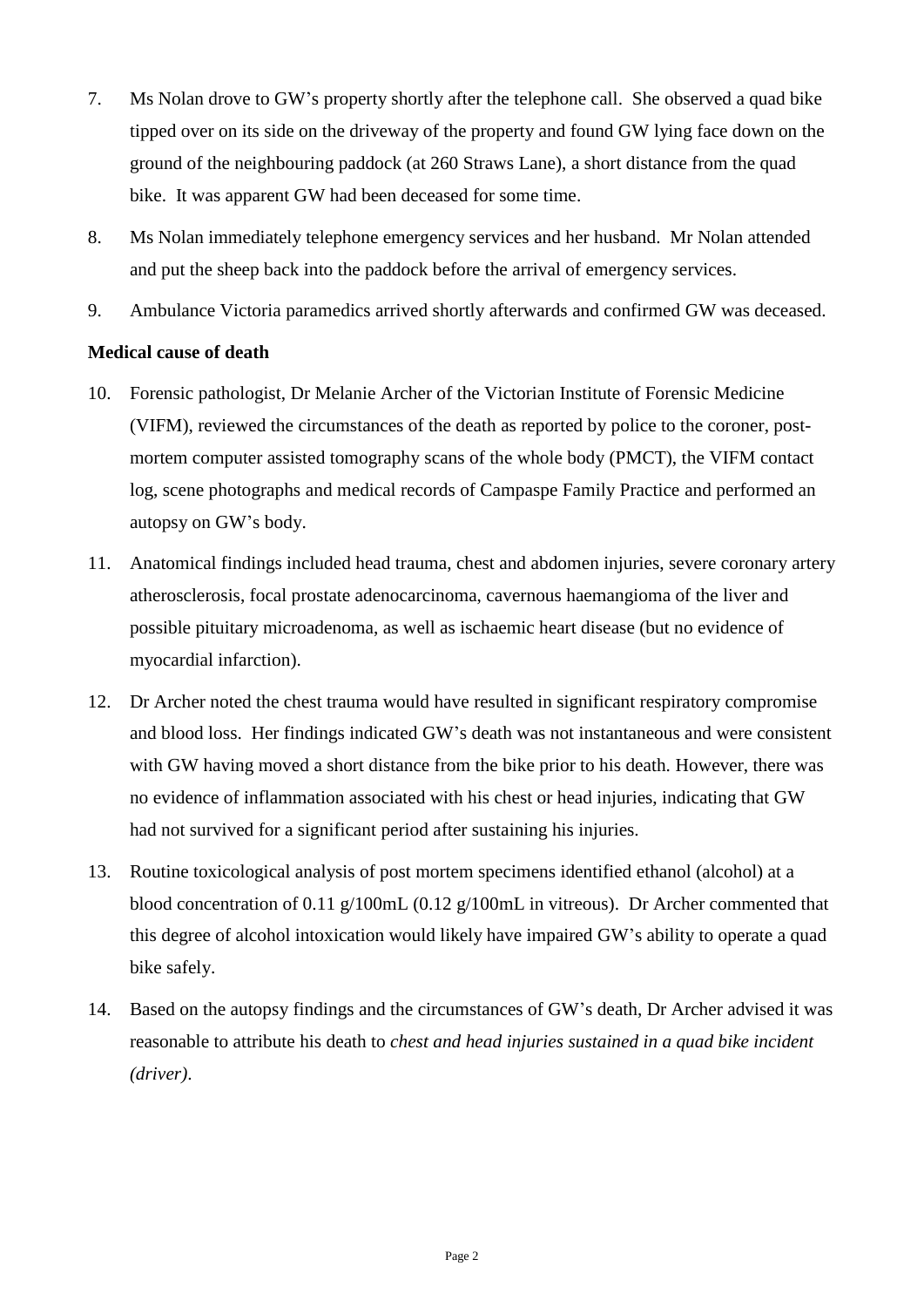7. Ms Nolan drove to GW's property shortly after the telephone call. She observed a quad bike tipped over on its side on the driveway of the property and found GW lying face down on the ground of the neighbouring paddock (at 260 Straws Lane), a short distance from the quad bike. It was apparent GW had been deceased for some time.

8. Ms Nolan immediately telephone emergency services and her husband. Mr Nolan attended and put the sheep back into the paddock before the arrival of emergency services.

9. Ambulance Victoria paramedics arrived shortly afterwards and confirmed GW was deceased.

**Medical cause of death**

10. Forensic pathologist, Dr Melanie Archer of the Victorian Institute of Forensic Medicine (VIFM), reviewed the circumstances of the death as reported by police to the coroner, post-mortem computer assisted tomography scans of the whole body (PMCT), the VIFM contact log, scene photographs and medical records of Campaspe Family Practice and performed an autopsy on GW's body.

11. Anatomical findings included head trauma, chest and abdomen injuries, severe coronary artery atherosclerosis, focal prostate adenocarcinoma, cavernous haemangioma of the liver and possible pituitary microadenoma, as well as ischaemic heart disease (but no evidence of myocardial infarction).

12. Dr Archer noted the chest trauma would have resulted in significant respiratory compromise and blood loss. Her findings indicated GW's death was not instantaneous and were consistent with GW having moved a short distance from the bike prior to his death. However, there was no evidence of inflammation associated with his chest or head injuries, indicating that GW had not survived for a significant period after sustaining his injuries.

13. Routine toxicological analysis of post mortem specimens identified ethanol (alcohol) at a blood concentration of 0.11 g/100mL (0.12 g/100mL in vitreous). Dr Archer commented that this degree of alcohol intoxication would likely have impaired GW's ability to operate a quad bike safely.

14. Based on the autopsy findings and the circumstances of GW's death, Dr Archer advised it was reasonable to attribute his death to *chest and head injuries sustained in a quad bike incident (driver)*.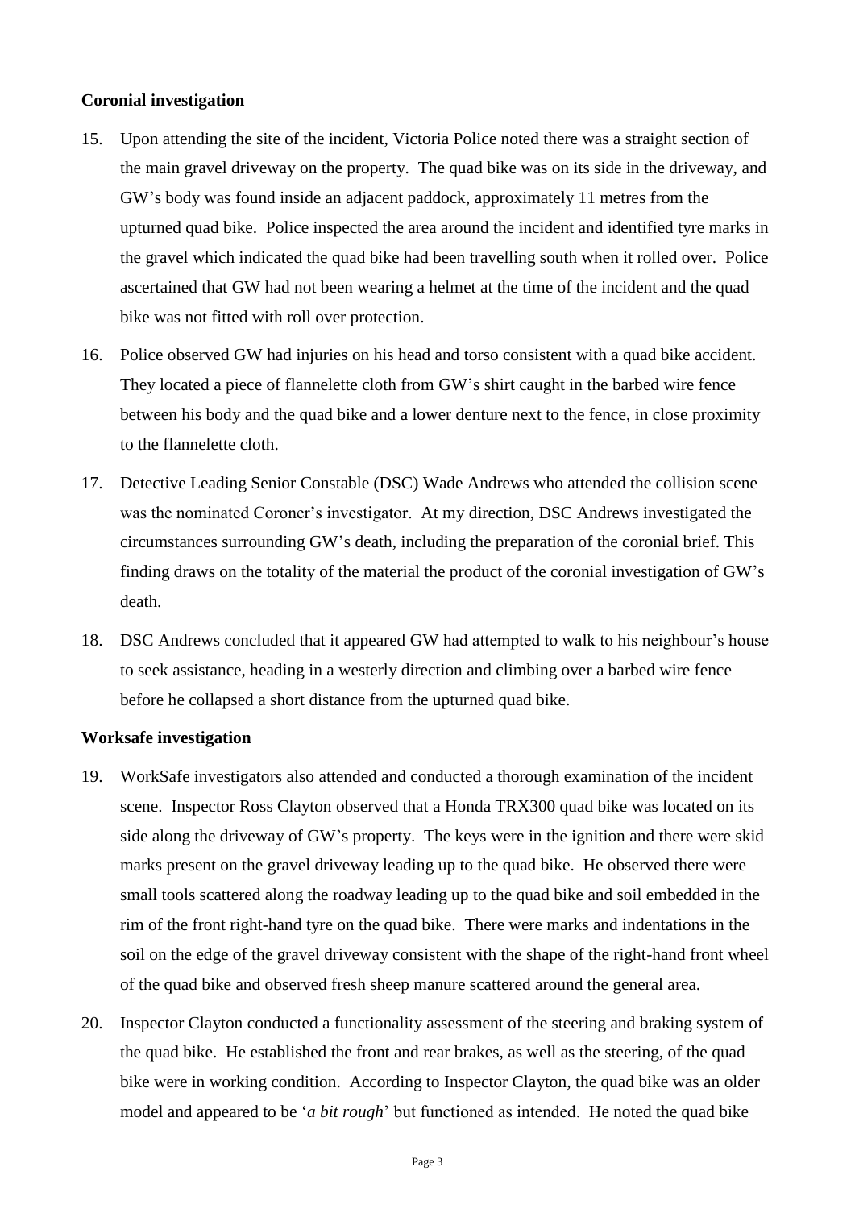**Coronial investigation**

15. Upon attending the site of the incident, Victoria Police noted there was a straight section of the main gravel driveway on the property. The quad bike was on its side in the driveway, and GW's body was found inside an adjacent paddock, approximately 11 metres from the upturned quad bike. Police inspected the area around the incident and identified tyre marks in the gravel which indicated the quad bike had been travelling south when it rolled over. Police ascertained that GW had not been wearing a helmet at the time of the incident and the quad bike was not fitted with roll over protection.

16. Police observed GW had injuries on his head and torso consistent with a quad bike accident. They located a piece of flannelette cloth from GW's shirt caught in the barbed wire fence between his body and the quad bike and a lower denture next to the fence, in close proximity to the flannelette cloth.

17. Detective Leading Senior Constable (DSC) Wade Andrews who attended the collision scene was the nominated Coroner's investigator. At my direction, DSC Andrews investigated the circumstances surrounding GW's death, including the preparation of the coronial brief. This finding draws on the totality of the material the product of the coronial investigation of GW's death.

18. DSC Andrews concluded that it appeared GW had attempted to walk to his neighbour's house to seek assistance, heading in a westerly direction and climbing over a barbed wire fence before he collapsed a short distance from the upturned quad bike.

**Worksafe investigation**

19. WorkSafe investigators also attended and conducted a thorough examination of the incident scene. Inspector Ross Clayton observed that a Honda TRX300 quad bike was located on its side along the driveway of GW's property. The keys were in the ignition and there were skid marks present on the gravel driveway leading up to the quad bike. He observed there were small tools scattered along the roadway leading up to the quad bike and soil embedded in the rim of the front right-hand tyre on the quad bike. There were marks and indentations in the soil on the edge of the gravel driveway consistent with the shape of the right-hand front wheel of the quad bike and observed fresh sheep manure scattered around the general area.

20. Inspector Clayton conducted a functionality assessment of the steering and braking system of the quad bike. He established the front and rear brakes, as well as the steering, of the quad bike were in working condition. According to Inspector Clayton, the quad bike was an older model and appeared to be '*a bit rough*' but functioned as intended. He noted the quad bike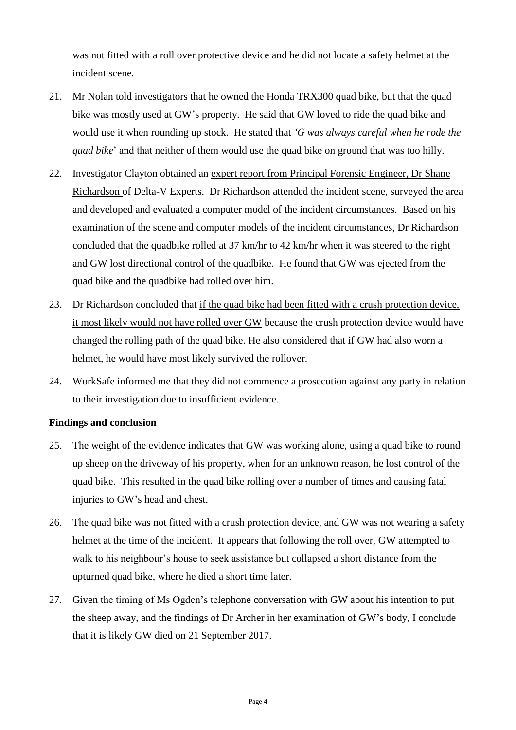was not fitted with a roll over protective device and he did not locate a safety helmet at the incident scene.

21. Mr Nolan told investigators that he owned the Honda TRX300 quad bike, but that the quad bike was mostly used at GW's property. He said that GW loved to ride the quad bike and would use it when rounding up stock. He stated that *'G was always careful when he rode the quad bike*' and that neither of them would use the quad bike on ground that was too hilly.

22. Investigator Clayton obtained an expert report from Principal Forensic Engineer, Dr Shane Richardson of Delta-V Experts. Dr Richardson attended the incident scene, surveyed the area and developed and evaluated a computer model of the incident circumstances. Based on his examination of the scene and computer models of the incident circumstances, Dr Richardson concluded that the quadbike rolled at 37 km/hr to 42 km/hr when it was steered to the right and GW lost directional control of the quadbike. He found that GW was ejected from the quad bike and the quadbike had rolled over him.

23. Dr Richardson concluded that if the quad bike had been fitted with a crush protection device, it most likely would not have rolled over GW because the crush protection device would have changed the rolling path of the quad bike. He also considered that if GW had also worn a helmet, he would have most likely survived the rollover.

24. WorkSafe informed me that they did not commence a prosecution against any party in relation to their investigation due to insufficient evidence.

**Findings and conclusion**

25. The weight of the evidence indicates that GW was working alone, using a quad bike to round up sheep on the driveway of his property, when for an unknown reason, he lost control of the quad bike. This resulted in the quad bike rolling over a number of times and causing fatal injuries to GW's head and chest.

26. The quad bike was not fitted with a crush protection device, and GW was not wearing a safety helmet at the time of the incident. It appears that following the roll over, GW attempted to walk to his neighbour's house to seek assistance but collapsed a short distance from the upturned quad bike, where he died a short time later.

27. Given the timing of Ms Ogden's telephone conversation with GW about his intention to put the sheep away, and the findings of Dr Archer in her examination of GW's body, I conclude that it is likely GW died on 21 September 2017.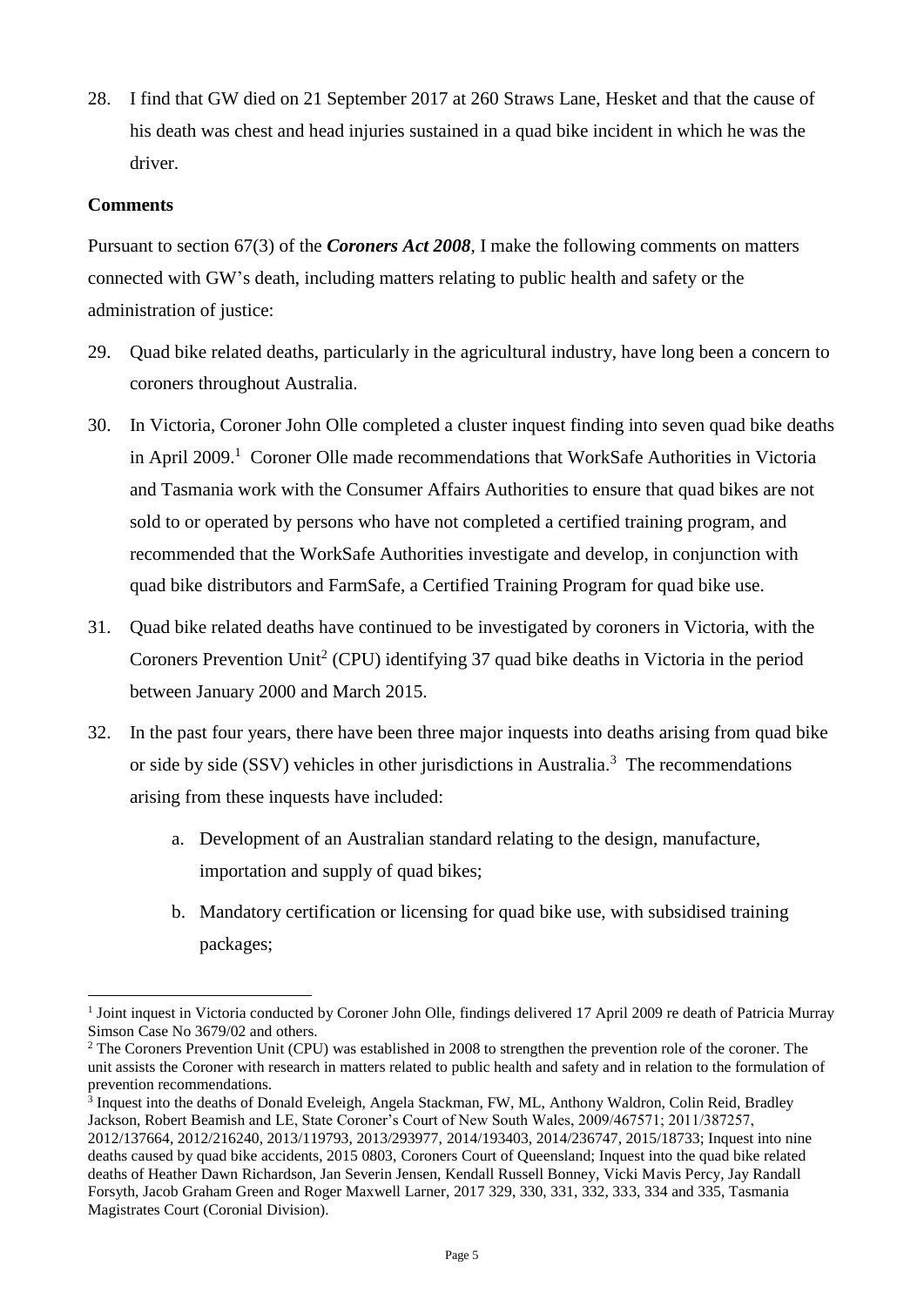28. I find that GW died on 21 September 2017 at 260 Straws Lane, Hesket and that the cause of his death was chest and head injuries sustained in a quad bike incident in which he was the driver.

**Comments**

Pursuant to section 67(3) of the ***Coroners Act 2008***, I make the following comments on matters connected with GW's death, including matters relating to public health and safety or the administration of justice:

29. Quad bike related deaths, particularly in the agricultural industry, have long been a concern to coroners throughout Australia.

30. In Victoria, Coroner John Olle completed a cluster inquest finding into seven quad bike deaths in April 2009.[1] Coroner Olle made recommendations that WorkSafe Authorities in Victoria and Tasmania work with the Consumer Affairs Authorities to ensure that quad bikes are not sold to or operated by persons who have not completed a certified training program, and recommended that the WorkSafe Authorities investigate and develop, in conjunction with quad bike distributors and FarmSafe, a Certified Training Program for quad bike use.

31. Quad bike related deaths have continued to be investigated by coroners in Victoria, with the Coroners Prevention Unit[2] (CPU) identifying 37 quad bike deaths in Victoria in the period between January 2000 and March 2015.

32. In the past four years, there have been three major inquests into deaths arising from quad bike or side by side (SSV) vehicles in other jurisdictions in Australia.[3] The recommendations arising from these inquests have included:

    a. Development of an Australian standard relating to the design, manufacture, importation and supply of quad bikes;

    b. Mandatory certification or licensing for quad bike use, with subsidised training packages;

---

[1] Joint inquest in Victoria conducted by Coroner John Olle, findings delivered 17 April 2009 re death of Patricia Murray Simson Case No 3679/02 and others.

[2] The Coroners Prevention Unit (CPU) was established in 2008 to strengthen the prevention role of the coroner. The unit assists the Coroner with research in matters related to public health and safety and in relation to the formulation of prevention recommendations.

[3] Inquest into the deaths of Donald Eveleigh, Angela Stackman, FW, ML, Anthony Waldron, Colin Reid, Bradley Jackson, Robert Beamish and LE, State Coroner's Court of New South Wales, 2009/467571; 2011/387257, 2012/137664, 2012/216240, 2013/119793, 2013/293977, 2014/193403, 2014/236747, 2015/18733; Inquest into nine deaths caused by quad bike accidents, 2015 0803, Coroners Court of Queensland; Inquest into the quad bike related deaths of Heather Dawn Richardson, Jan Severin Jensen, Kendall Russell Bonney, Vicki Mavis Percy, Jay Randall Forsyth, Jacob Graham Green and Roger Maxwell Larner, 2017 329, 330, 331, 332, 333, 334 and 335, Tasmania Magistrates Court (Coronial Division).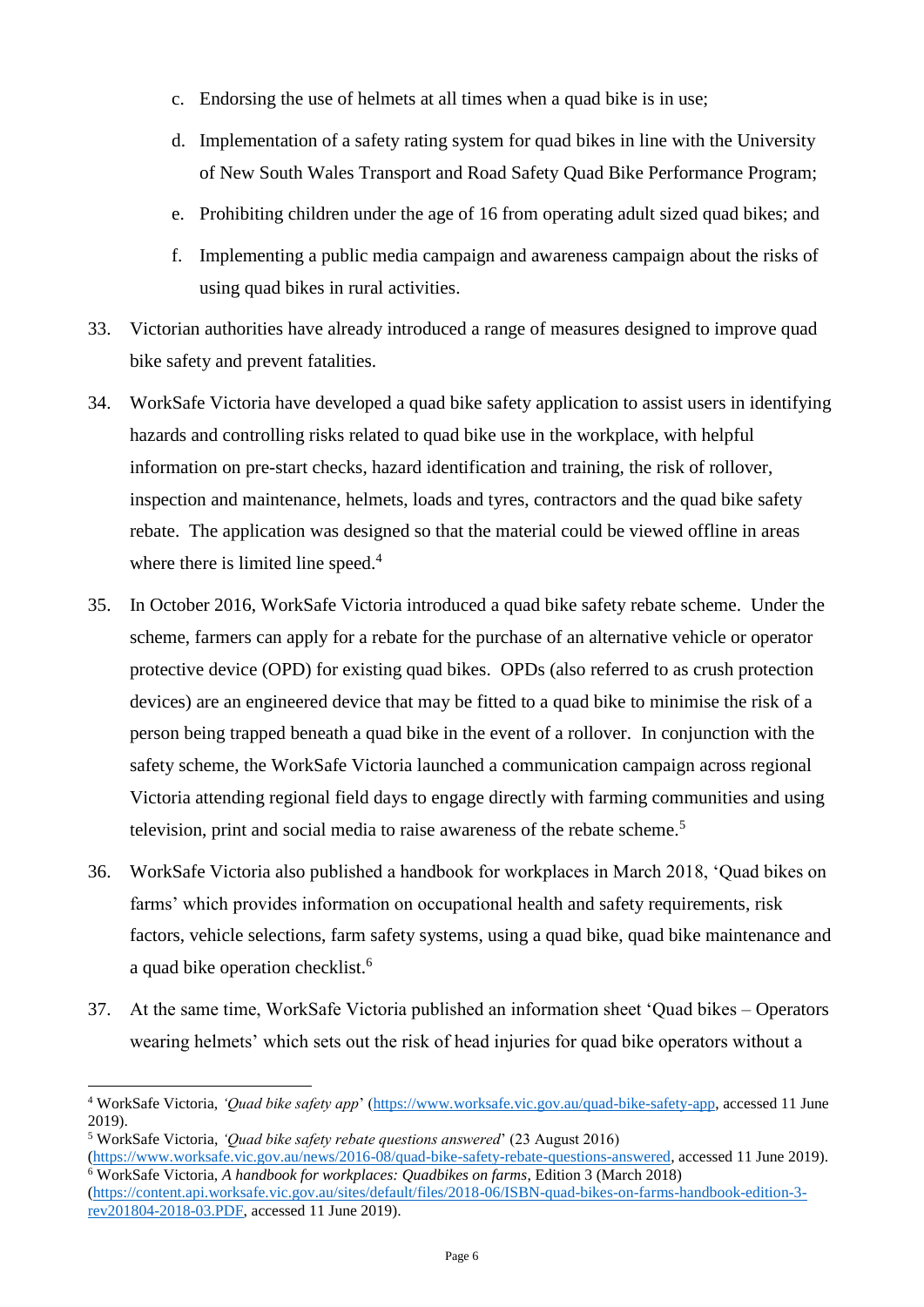c. Endorsing the use of helmets at all times when a quad bike is in use;

d. Implementation of a safety rating system for quad bikes in line with the University of New South Wales Transport and Road Safety Quad Bike Performance Program;

e. Prohibiting children under the age of 16 from operating adult sized quad bikes; and

f. Implementing a public media campaign and awareness campaign about the risks of using quad bikes in rural activities.

33. Victorian authorities have already introduced a range of measures designed to improve quad bike safety and prevent fatalities.

34. WorkSafe Victoria have developed a quad bike safety application to assist users in identifying hazards and controlling risks related to quad bike use in the workplace, with helpful information on pre-start checks, hazard identification and training, the risk of rollover, inspection and maintenance, helmets, loads and tyres, contractors and the quad bike safety rebate. The application was designed so that the material could be viewed offline in areas where there is limited line speed.[4]

35. In October 2016, WorkSafe Victoria introduced a quad bike safety rebate scheme. Under the scheme, farmers can apply for a rebate for the purchase of an alternative vehicle or operator protective device (OPD) for existing quad bikes. OPDs (also referred to as crush protection devices) are an engineered device that may be fitted to a quad bike to minimise the risk of a person being trapped beneath a quad bike in the event of a rollover. In conjunction with the safety scheme, the WorkSafe Victoria launched a communication campaign across regional Victoria attending regional field days to engage directly with farming communities and using television, print and social media to raise awareness of the rebate scheme.[5]

36. WorkSafe Victoria also published a handbook for workplaces in March 2018, 'Quad bikes on farms' which provides information on occupational health and safety requirements, risk factors, vehicle selections, farm safety systems, using a quad bike, quad bike maintenance and a quad bike operation checklist.[6]

37. At the same time, WorkSafe Victoria published an information sheet 'Quad bikes – Operators wearing helmets' which sets out the risk of head injuries for quad bike operators without a

---

[4] WorkSafe Victoria, *'Quad bike safety app'* (https://www.worksafe.vic.gov.au/quad-bike-safety-app, accessed 11 June 2019).

[5] WorkSafe Victoria, *'Quad bike safety rebate questions answered'* (23 August 2016) (https://www.worksafe.vic.gov.au/news/2016-08/quad-bike-safety-rebate-questions-answered, accessed 11 June 2019).

[6] WorkSafe Victoria, *A handbook for workplaces: Quadbikes on farms*, Edition 3 (March 2018) (https://content.api.worksafe.vic.gov.au/sites/default/files/2018-06/ISBN-quad-bikes-on-farms-handbook-edition-3-rev201804-2018-03.PDF, accessed 11 June 2019).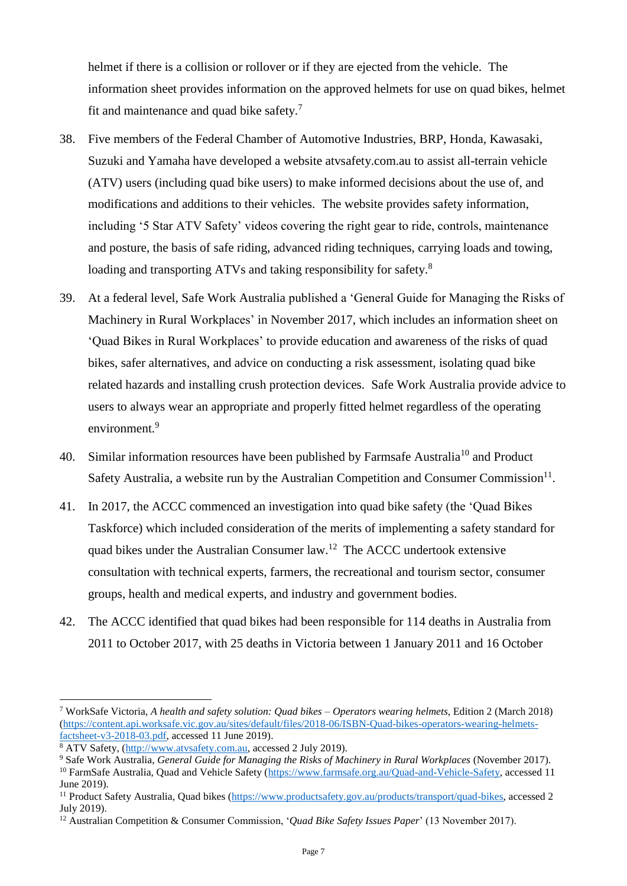helmet if there is a collision or rollover or if they are ejected from the vehicle. The information sheet provides information on the approved helmets for use on quad bikes, helmet fit and maintenance and quad bike safety.[7]

38. Five members of the Federal Chamber of Automotive Industries, BRP, Honda, Kawasaki, Suzuki and Yamaha have developed a website atvsafety.com.au to assist all-terrain vehicle (ATV) users (including quad bike users) to make informed decisions about the use of, and modifications and additions to their vehicles. The website provides safety information, including '5 Star ATV Safety' videos covering the right gear to ride, controls, maintenance and posture, the basis of safe riding, advanced riding techniques, carrying loads and towing, loading and transporting ATVs and taking responsibility for safety.[8]

39. At a federal level, Safe Work Australia published a 'General Guide for Managing the Risks of Machinery in Rural Workplaces' in November 2017, which includes an information sheet on 'Quad Bikes in Rural Workplaces' to provide education and awareness of the risks of quad bikes, safer alternatives, and advice on conducting a risk assessment, isolating quad bike related hazards and installing crush protection devices. Safe Work Australia provide advice to users to always wear an appropriate and properly fitted helmet regardless of the operating environment.[9]

40. Similar information resources have been published by Farmsafe Australia[10] and Product Safety Australia, a website run by the Australian Competition and Consumer Commission[11].

41. In 2017, the ACCC commenced an investigation into quad bike safety (the 'Quad Bikes Taskforce) which included consideration of the merits of implementing a safety standard for quad bikes under the Australian Consumer law.[12] The ACCC undertook extensive consultation with technical experts, farmers, the recreational and tourism sector, consumer groups, health and medical experts, and industry and government bodies.

42. The ACCC identified that quad bikes had been responsible for 114 deaths in Australia from 2011 to October 2017, with 25 deaths in Victoria between 1 January 2011 and 16 October

---

[7] WorkSafe Victoria, *A health and safety solution: Quad bikes – Operators wearing helmets*, Edition 2 (March 2018) (https://content.api.worksafe.vic.gov.au/sites/default/files/2018-06/ISBN-Quad-bikes-operators-wearing-helmets-factsheet-v3-2018-03.pdf, accessed 11 June 2019).

[8] ATV Safety, (http://www.atvsafety.com.au, accessed 2 July 2019).

[9] Safe Work Australia, *General Guide for Managing the Risks of Machinery in Rural Workplaces* (November 2017).

[10] FarmSafe Australia, Quad and Vehicle Safety (https://www.farmsafe.org.au/Quad-and-Vehicle-Safety, accessed 11 June 2019).

[11] Product Safety Australia, Quad bikes (https://www.productsafety.gov.au/products/transport/quad-bikes, accessed 2 July 2019).

[12] Australian Competition & Consumer Commission, '*Quad Bike Safety Issues Paper*' (13 November 2017).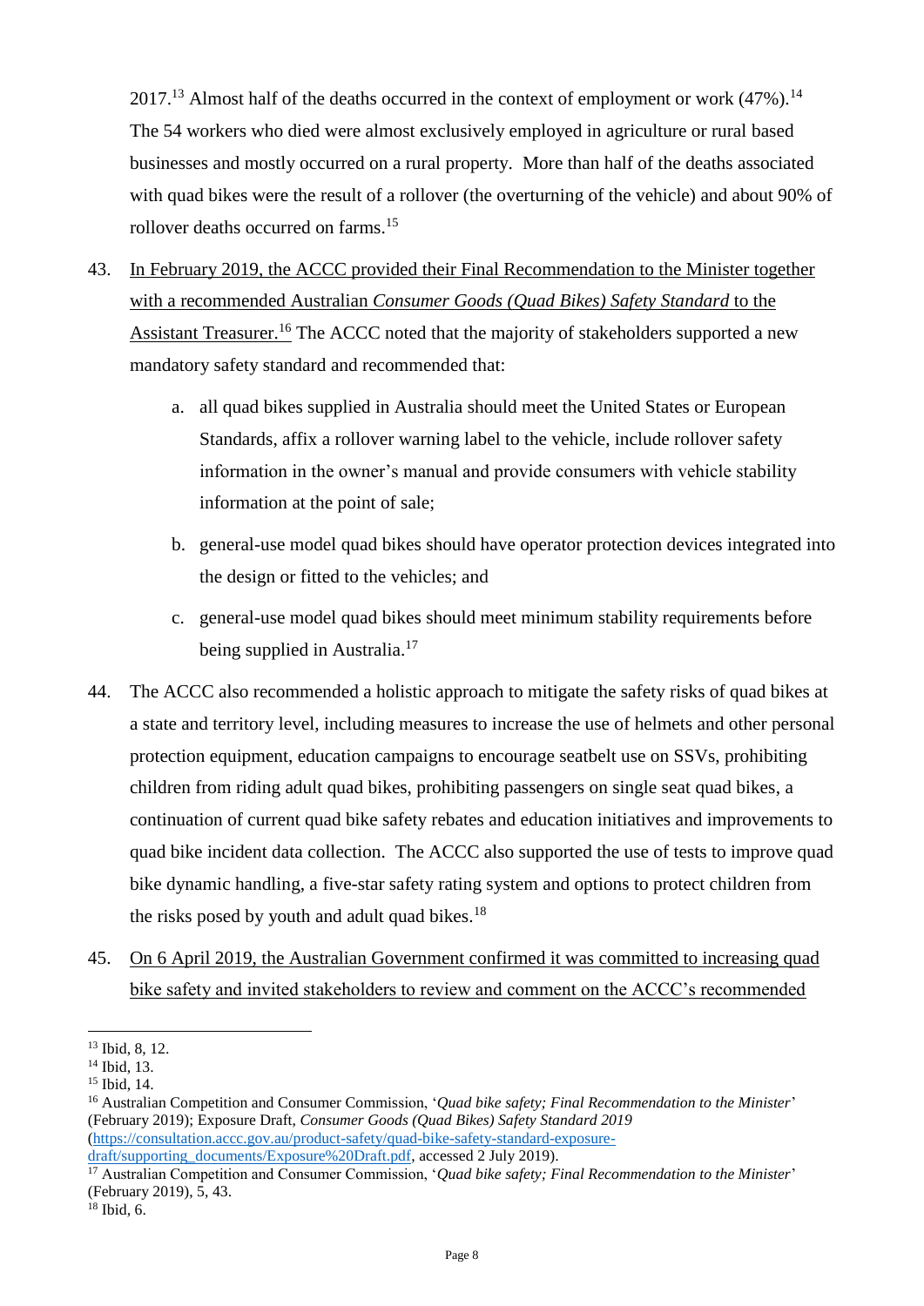2017.[13] Almost half of the deaths occurred in the context of employment or work (47%).[14] The 54 workers who died were almost exclusively employed in agriculture or rural based businesses and mostly occurred on a rural property. More than half of the deaths associated with quad bikes were the result of a rollover (the overturning of the vehicle) and about 90% of rollover deaths occurred on farms.[15]

43. <u>In February 2019, the ACCC provided their Final Recommendation to the Minister together with a recommended Australian *Consumer Goods (Quad Bikes) Safety Standard* to the Assistant Treasurer.</u>[16] The ACCC noted that the majority of stakeholders supported a new mandatory safety standard and recommended that:

    a. all quad bikes supplied in Australia should meet the United States or European Standards, affix a rollover warning label to the vehicle, include rollover safety information in the owner's manual and provide consumers with vehicle stability information at the point of sale;

    b. general-use model quad bikes should have operator protection devices integrated into the design or fitted to the vehicles; and

    c. general-use model quad bikes should meet minimum stability requirements before being supplied in Australia.[17]

44. The ACCC also recommended a holistic approach to mitigate the safety risks of quad bikes at a state and territory level, including measures to increase the use of helmets and other personal protection equipment, education campaigns to encourage seatbelt use on SSVs, prohibiting children from riding adult quad bikes, prohibiting passengers on single seat quad bikes, a continuation of current quad bike safety rebates and education initiatives and improvements to quad bike incident data collection. The ACCC also supported the use of tests to improve quad bike dynamic handling, a five-star safety rating system and options to protect children from the risks posed by youth and adult quad bikes.[18]

45. <u>On 6 April 2019, the Australian Government confirmed it was committed to increasing quad bike safety and invited stakeholders to review and comment on the ACCC's recommended</u>

---

[13] Ibid, 8, 12.

[14] Ibid, 13.

[15] Ibid, 14.

[16] Australian Competition and Consumer Commission, '*Quad bike safety; Final Recommendation to the Minister*' (February 2019); Exposure Draft, *Consumer Goods (Quad Bikes) Safety Standard 2019* (https://consultation.accc.gov.au/product-safety/quad-bike-safety-standard-exposure-draft/supporting_documents/Exposure%20Draft.pdf, accessed 2 July 2019).

[17] Australian Competition and Consumer Commission, '*Quad bike safety; Final Recommendation to the Minister*' (February 2019), 5, 43.

[18] Ibid, 6.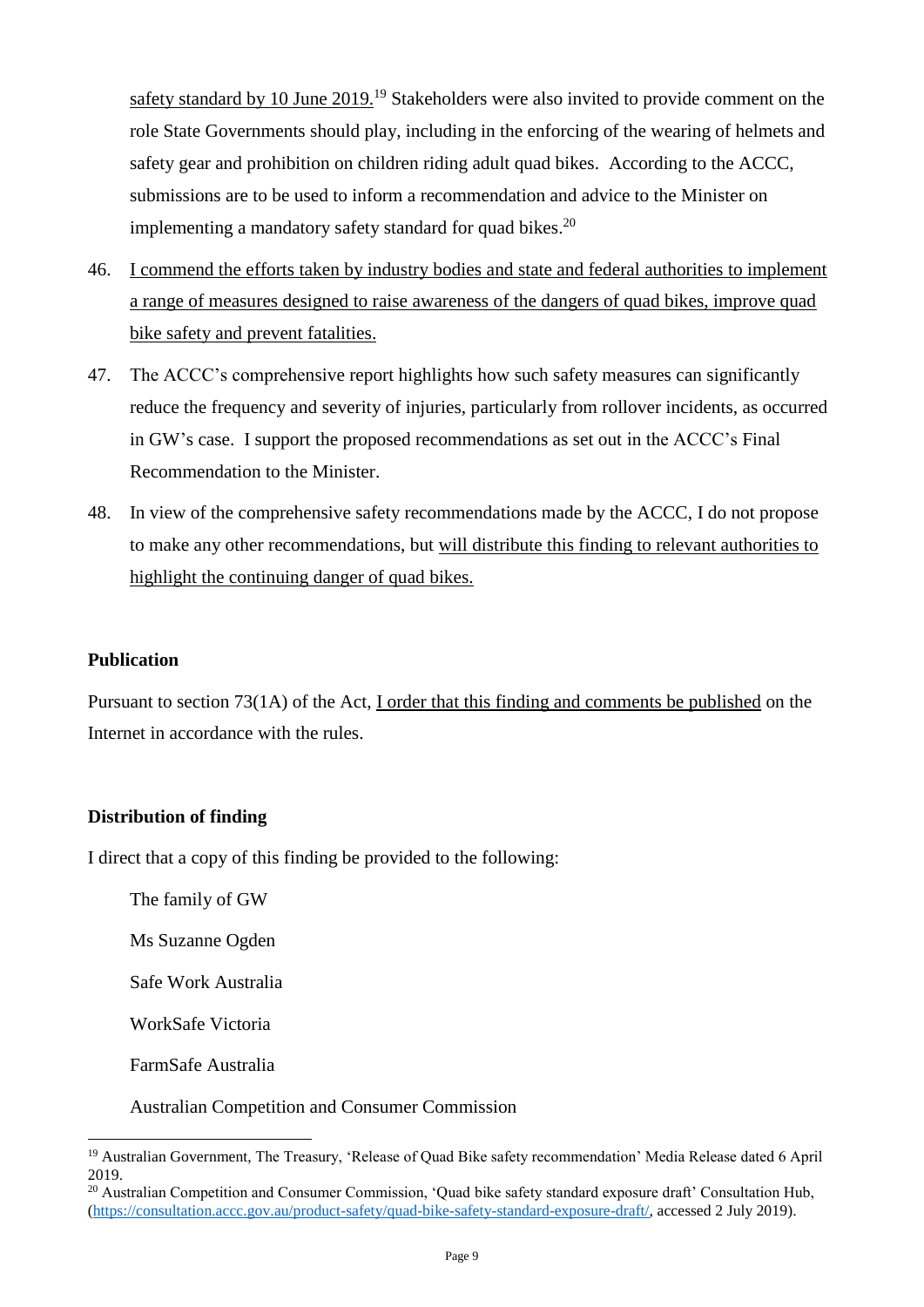safety standard by 10 June 2019.[19] Stakeholders were also invited to provide comment on the role State Governments should play, including in the enforcing of the wearing of helmets and safety gear and prohibition on children riding adult quad bikes. According to the ACCC, submissions are to be used to inform a recommendation and advice to the Minister on implementing a mandatory safety standard for quad bikes.[20]

46. I commend the efforts taken by industry bodies and state and federal authorities to implement a range of measures designed to raise awareness of the dangers of quad bikes, improve quad bike safety and prevent fatalities.

47. The ACCC's comprehensive report highlights how such safety measures can significantly reduce the frequency and severity of injuries, particularly from rollover incidents, as occurred in GW's case. I support the proposed recommendations as set out in the ACCC's Final Recommendation to the Minister.

48. In view of the comprehensive safety recommendations made by the ACCC, I do not propose to make any other recommendations, but will distribute this finding to relevant authorities to highlight the continuing danger of quad bikes.

**Publication**

Pursuant to section 73(1A) of the Act, I order that this finding and comments be published on the Internet in accordance with the rules.

**Distribution of finding**

I direct that a copy of this finding be provided to the following:

The family of GW

Ms Suzanne Ogden

Safe Work Australia

WorkSafe Victoria

FarmSafe Australia

Australian Competition and Consumer Commission

---

[19] Australian Government, The Treasury, 'Release of Quad Bike safety recommendation' Media Release dated 6 April 2019.

[20] Australian Competition and Consumer Commission, 'Quad bike safety standard exposure draft' Consultation Hub, (https://consultation.accc.gov.au/product-safety/quad-bike-safety-standard-exposure-draft/, accessed 2 July 2019).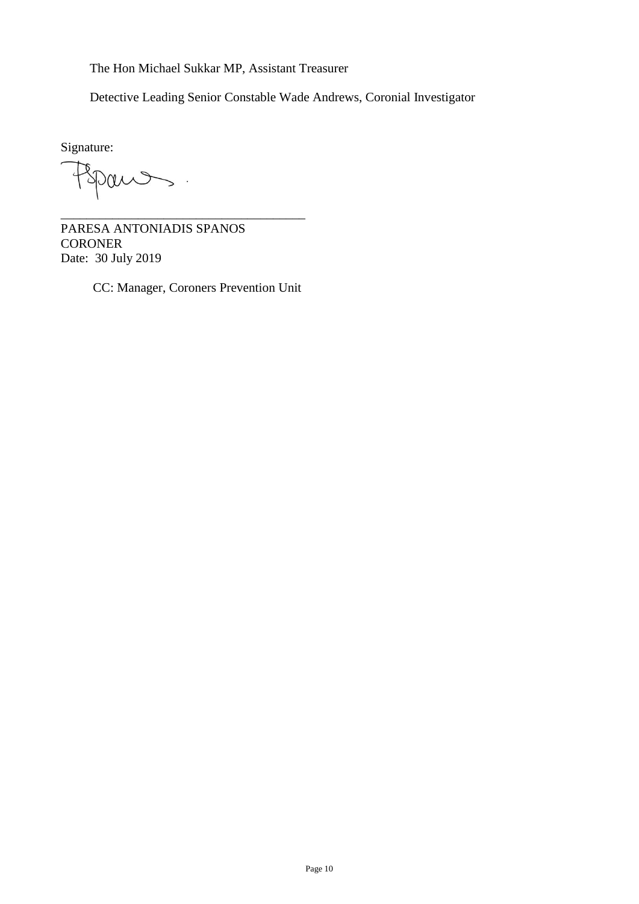The Hon Michael Sukkar MP, Assistant Treasurer

Detective Leading Senior Constable Wade Andrews, Coronial Investigator

Signature:

_______________________________________

PARESA ANTONIADIS SPANOS
CORONER
Date: 30 July 2019

CC: Manager, Coroners Prevention Unit